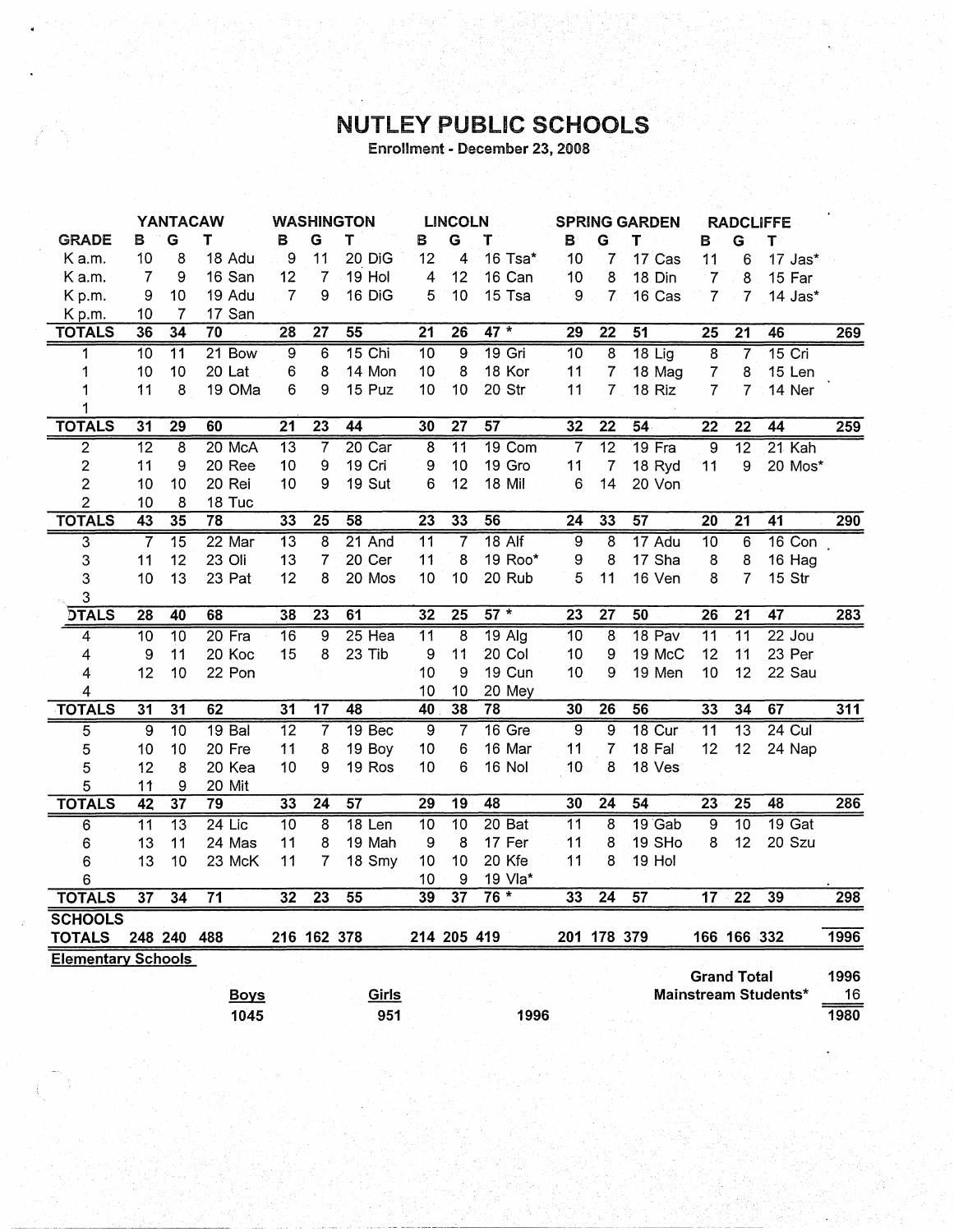# NUTLEY PUBLIC SCHOOLS

Enrollment - December 23, 2008

| | YANTACAW | | | WASHINGTON | | | LINCOLN | | | SPRING GARDEN | | | RADCLIFFE | | | |
|---|---|---|---|---|---|---|---|---|---|---|---|---|---|---|---|---|
| GRADE | B | G | T | B | G | T | B | G | T | B | G | T | B | G | T | |
| K a.m. | 10 | 8 | 18 Adu | 9 | 11 | 20 DiG | 12 | 4 | 16 Tsa* | 10 | 7 | 17 Cas | 11 | 6 | 17 Jas* | |
| K a.m. | 7 | 9 | 16 San | 12 | 7 | 19 Hol | 4 | 12 | 16 Can | 10 | 8 | 18 Din | 7 | 8 | 15 Far | |
| K p.m. | 9 | 10 | 19 Adu | 7 | 9 | 16 DiG | 5 | 10 | 15 Tsa | 9 | 7 | 16 Cas | 7 | 7 | 14 Jas* | |
| K p.m. | 10 | 7 | 17 San | | | | | | | | | | | | | |
| TOTALS | 36 | 34 | 70 | 28 | 27 | 55 | 21 | 26 | 47 * | 29 | 22 | 51 | 25 | 21 | 46 | 269 |
| 1 | 10 | 11 | 21 Bow | 9 | 6 | 15 Chi | 10 | 9 | 19 Gri | 10 | 8 | 18 Lig | 8 | 7 | 15 Cri | |
| 1 | 10 | 10 | 20 Lat | 6 | 8 | 14 Mon | 10 | 8 | 18 Kor | 11 | 7 | 18 Mag | 7 | 8 | 15 Len | |
| 1 | 11 | 8 | 19 OMa | 6 | 9 | 15 Puz | 10 | 10 | 20 Str | 11 | 7 | 18 Riz | 7 | 7 | 14 Ner | |
| 1 | | | | | | | | | | | | | | | | |
| TOTALS | 31 | 29 | 60 | 21 | 23 | 44 | 30 | 27 | 57 | 32 | 22 | 54 | 22 | 22 | 44 | 259 |
| 2 | 12 | 8 | 20 McA | 13 | 7 | 20 Car | 8 | 11 | 19 Com | 7 | 12 | 19 Fra | 9 | 12 | 21 Kah | |
| 2 | 11 | 9 | 20 Ree | 10 | 9 | 19 Cri | 9 | 10 | 19 Gro | 11 | 7 | 18 Ryd | 11 | 9 | 20 Mos* | |
| 2 | 10 | 10 | 20 Rei | 10 | 9 | 19 Sut | 6 | 12 | 18 Mil | 6 | 14 | 20 Von | | | | |
| 2 | 10 | 8 | 18 Tuc | | | | | | | | | | | | | |
| TOTALS | 43 | 35 | 78 | 33 | 25 | 58 | 23 | 33 | 56 | 24 | 33 | 57 | 20 | 21 | 41 | 290 |
| 3 | 7 | 15 | 22 Mar | 13 | 8 | 21 And | 11 | 7 | 18 Alf | 9 | 8 | 17 Adu | 10 | 6 | 16 Con | |
| 3 | 11 | 12 | 23 Oli | 13 | 7 | 20 Cer | 11 | 8 | 19 Roo* | 9 | 8 | 17 Sha | 8 | 8 | 16 Hag | |
| 3 | 10 | 13 | 23 Pat | 12 | 8 | 20 Mos | 10 | 10 | 20 Rub | 5 | 11 | 16 Ven | 8 | 7 | 15 Str | |
| 3 | | | | | | | | | | | | | | | | |
| TOTALS | 28 | 40 | 68 | 38 | 23 | 61 | 32 | 25 | 57 * | 23 | 27 | 50 | 26 | 21 | 47 | 283 |
| 4 | 10 | 10 | 20 Fra | 16 | 9 | 25 Hea | 11 | 8 | 19 Alg | 10 | 8 | 18 Pav | 11 | 11 | 22 Jou | |
| 4 | 9 | 11 | 20 Koc | 15 | 8 | 23 Tib | 9 | 11 | 20 Col | 10 | 9 | 19 McC | 12 | 11 | 23 Per | |
| 4 | 12 | 10 | 22 Pon | | | | 10 | 9 | 19 Cun | 10 | 9 | 19 Men | 10 | 12 | 22 Sau | |
| 4 | | | | | | | 10 | 10 | 20 Mey | | | | | | | |
| TOTALS | 31 | 31 | 62 | 31 | 17 | 48 | 40 | 38 | 78 | 30 | 26 | 56 | 33 | 34 | 67 | 311 |
| 5 | 9 | 10 | 19 Bal | 12 | 7 | 19 Bec | 9 | 7 | 16 Gre | 9 | 9 | 18 Cur | 11 | 13 | 24 Cul | |
| 5 | 10 | 10 | 20 Fre | 11 | 8 | 19 Boy | 10 | 6 | 16 Mar | 11 | 7 | 18 Fal | 12 | 12 | 24 Nap | |
| 5 | 12 | 8 | 20 Kea | 10 | 9 | 19 Ros | 10 | 6 | 16 Nol | 10 | 8 | 18 Ves | | | | |
| 5 | 11 | 9 | 20 Mit | | | | | | | | | | | | | |
| TOTALS | 42 | 37 | 79 | 33 | 24 | 57 | 29 | 19 | 48 | 30 | 24 | 54 | 23 | 25 | 48 | 286 |
| 6 | 11 | 13 | 24 Lic | 10 | 8 | 18 Len | 10 | 10 | 20 Bat | 11 | 8 | 19 Gab | 9 | 10 | 19 Gat | |
| 6 | 13 | 11 | 24 Mas | 11 | 8 | 19 Mah | 9 | 8 | 17 Fer | 11 | 8 | 19 SHo | 8 | 12 | 20 Szu | |
| 6 | 13 | 10 | 23 McK | 11 | 7 | 18 Smy | 10 | 10 | 20 Kfe | 11 | 8 | 19 Hol | | | | |
| 6 | | | | | | | 10 | 9 | 19 Vla* | | | | | | | |
| TOTALS | 37 | 34 | 71 | 32 | 23 | 55 | 39 | 37 | 76 * | 33 | 24 | 57 | 17 | 22 | 39 | 298 |
| SCHOOLS TOTALS | 248 | 240 | 488 | 216 | 162 | 378 | 214 | 205 | 419 | 201 | 178 | 379 | 166 | 166 | 332 | 1996 |

**Elementary Schools**

| Boys | Girls | |
|---|---|---|
| 1045 | 951 | 1996 |

| | |
|---|---|
| Grand Total | 1996 |
| Mainstream Students* | 16 |
| | 1980 |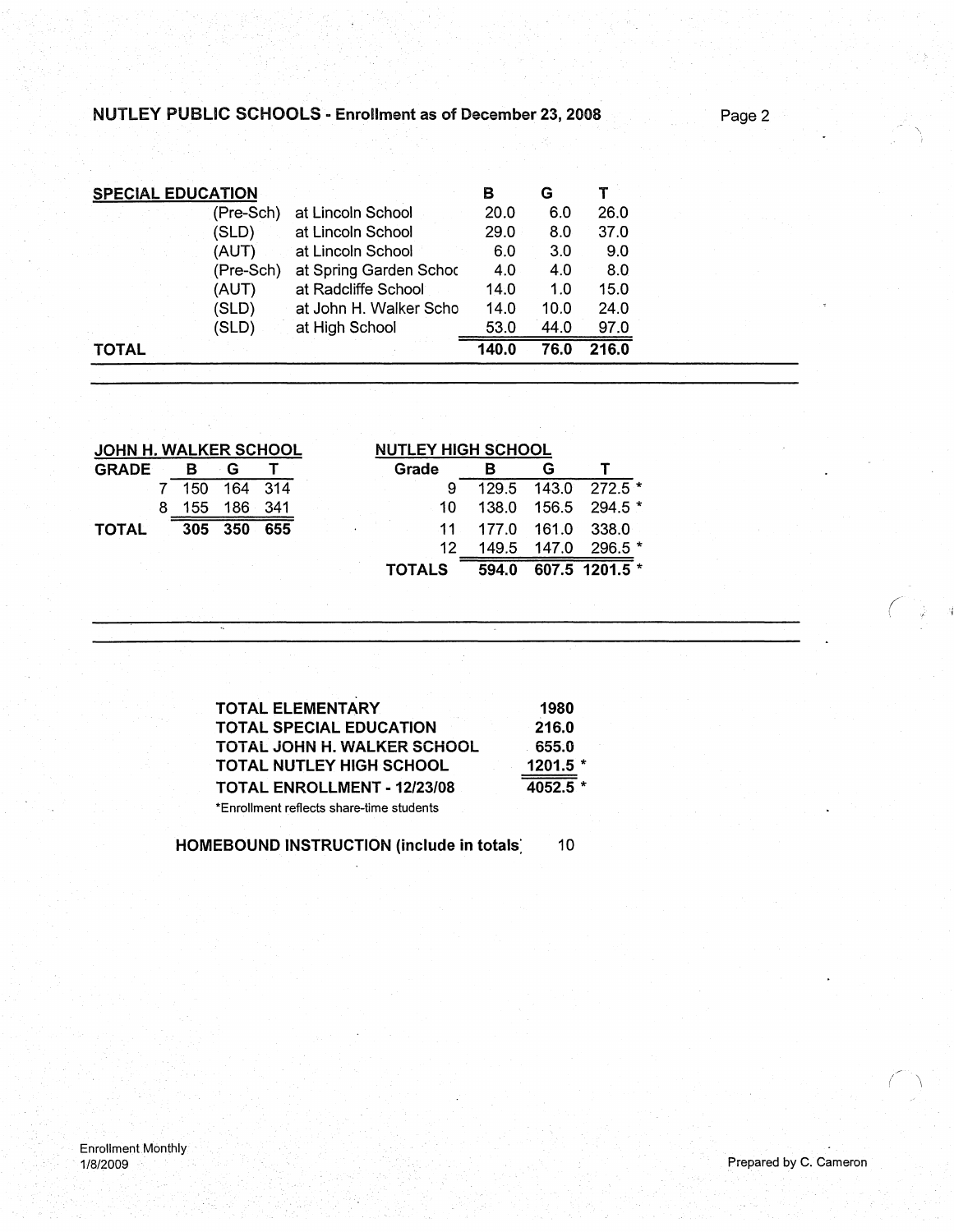## NUTLEY PUBLIC SCHOOLS - Enrollment as of December 23, 2008

### SPECIAL EDUCATION

| | | | B | G | T |
|---|---|---|---|---|---|
| | (Pre-Sch) | at Lincoln School | 20.0 | 6.0 | 26.0 |
| | (SLD) | at Lincoln School | 29.0 | 8.0 | 37.0 |
| | (AUT) | at Lincoln School | 6.0 | 3.0 | 9.0 |
| | (Pre-Sch) | at Spring Garden Schoc | 4.0 | 4.0 | 8.0 |
| | (AUT) | at Radcliffe School | 14.0 | 1.0 | 15.0 |
| | (SLD) | at John H. Walker Scho | 14.0 | 10.0 | 24.0 |
| | (SLD) | at High School | 53.0 | 44.0 | 97.0 |
| **TOTAL** | | | **140.0** | **76.0** | **216.0** |

### JOHN H. WALKER SCHOOL

| GRADE | B | G | T |
|---|---|---|---|
| 7 | 150 | 164 | 314 |
| 8 | 155 | 186 | 341 |
| **TOTAL** | **305** | **350** | **655** |

### NUTLEY HIGH SCHOOL

| Grade | B | G | T |
|---|---|---|---|
| 9 | 129.5 | 143.0 | 272.5 * |
| 10 | 138.0 | 156.5 | 294.5 * |
| 11 | 177.0 | 161.0 | 338.0 |
| 12 | 149.5 | 147.0 | 296.5 * |
| **TOTALS** | **594.0** | **607.5** | **1201.5 *** |

| | |
|---|---|
| **TOTAL ELEMENTARY** | **1980** |
| **TOTAL SPECIAL EDUCATION** | **216.0** |
| **TOTAL JOHN H. WALKER SCHOOL** | **655.0** |
| **TOTAL NUTLEY HIGH SCHOOL** | **1201.5 *** |
| **TOTAL ENROLLMENT - 12/23/08** | **4052.5 *** |

*Enrollment reflects share-time students

**HOMEBOUND INSTRUCTION (include in totals)** 10

Enrollment Monthly
1/8/2009

Prepared by C. Cameron